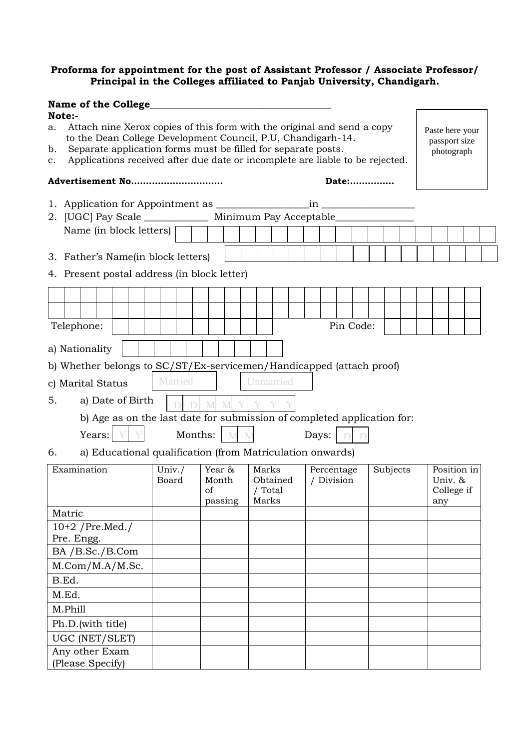**Proforma for appointment for the post of Assistant Professor / Associate Professor/ Principal in the Colleges affiliated to Panjab University, Chandigarh.**

**Name of the College**_____________________________________

**Note:-**

a. Attach nine Xerox copies of this form with the original and send a copy to the Dean College Development Council, P.U, Chandigarh-14.
b. Separate application forms must be filled for separate posts.
c. Applications received after due date or incomplete are liable to be rejected.

Paste here your passport size photograph

**Advertisement No…………………………** **Date:……………**

1. Application for Appointment as __________________in __________________
2. [UGC] Pay Scale _____________ Minimum Pay Acceptable_______________

   Name (in block letters)

3. Father's Name(in block letters)
4. Present postal address (in block letter)

Telephone: Pin Code:

a) Nationality

b) Whether belongs to SC/ST/Ex-servicemen/Handicapped (attach proof)

c) Marital Status Married Unmarried

5. a) Date of Birth D D M M Y Y Y Y

   b) Age as on the last date for submission of completed application for:

   Years: Y Y Months: M M Days: D D

6. a) Educational qualification (from Matriculation onwards)

| Examination | Univ./ Board | Year & Month of passing | Marks Obtained / Total Marks | Percentage / Division | Subjects | Position in Univ. & College if any |
|---|---|---|---|---|---|---|
| Matric | | | | | | |
| 10+2 /Pre.Med./ Pre. Engg. | | | | | | |
| BA /B.Sc./B.Com | | | | | | |
| M.Com/M.A/M.Sc. | | | | | | |
| B.Ed. | | | | | | |
| M.Ed. | | | | | | |
| M.Phill | | | | | | |
| Ph.D.(with title) | | | | | | |
| UGC (NET/SLET) | | | | | | |
| Any other Exam (Please Specify) | | | | | | |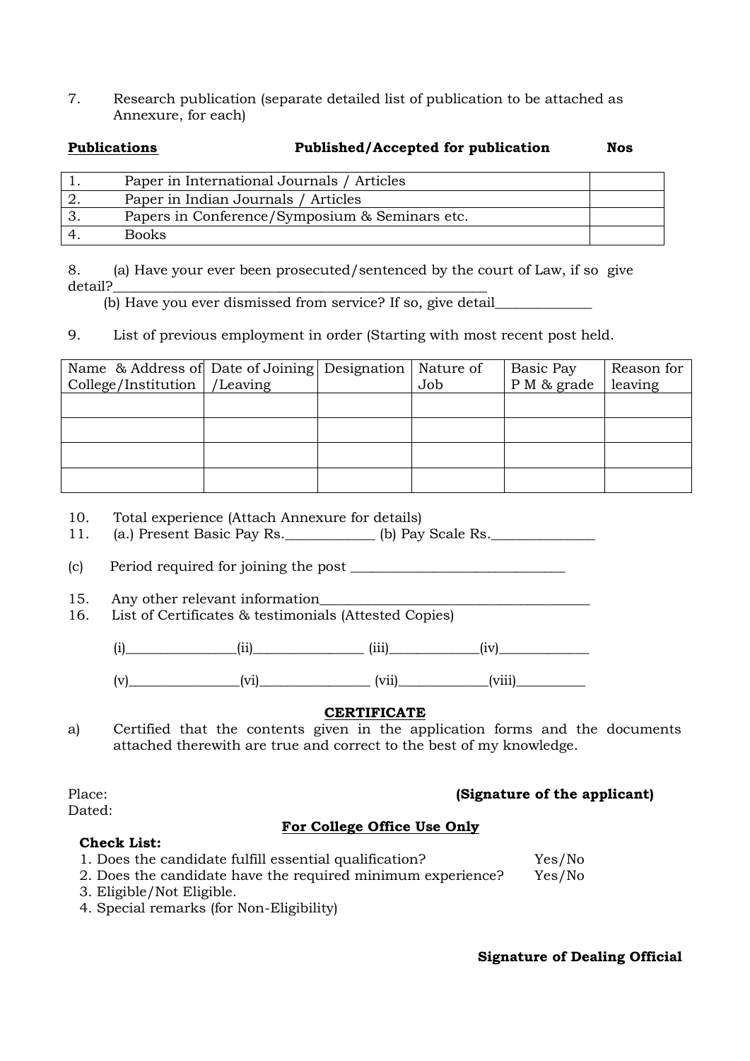7. Research publication (separate detailed list of publication to be attached as Annexure, for each)

**Publications** **Published/Accepted for publication** **Nos**

| | | |
|---|---|---|
| 1. | Paper in International Journals / Articles | |
| 2. | Paper in Indian Journals / Articles | |
| 3. | Papers in Conference/Symposium & Seminars etc. | |
| 4. | Books | |

8. (a) Have your ever been prosecuted/sentenced by the court of Law, if so give detail?________________________________________________________

(b) Have you ever dismissed from service? If so, give detail______________

9. List of previous employment in order (Starting with most recent post held.

| Name & Address of College/Institution | Date of Joining /Leaving | Designation | Nature of Job | Basic Pay P M & grade | Reason for leaving |
|---|---|---|---|---|---|
| | | | | | |
| | | | | | |
| | | | | | |
| | | | | | |

10. Total experience (Attach Annexure for details)

11. (a.) Present Basic Pay Rs.____________ (b) Pay Scale Rs.______________

(c) Period required for joining the post ______________________________

15. Any other relevant information______________________________________

16. List of Certificates & testimonials (Attested Copies)

(i)_______________(ii)_______________ (iii)____________(iv)____________

(v)_______________(vi)_______________ (vii)____________(viii)__________

**CERTIFICATE**

a) Certified that the contents given in the application forms and the documents attached therewith are true and correct to the best of my knowledge.

Place: **(Signature of the applicant)**

Dated:

**For College Office Use Only**

**Check List:**

1. Does the candidate fulfill essential qualification? Yes/No
2. Does the candidate have the required minimum experience? Yes/No
3. Eligible/Not Eligible.
4. Special remarks (for Non-Eligibility)

**Signature of Dealing Official**